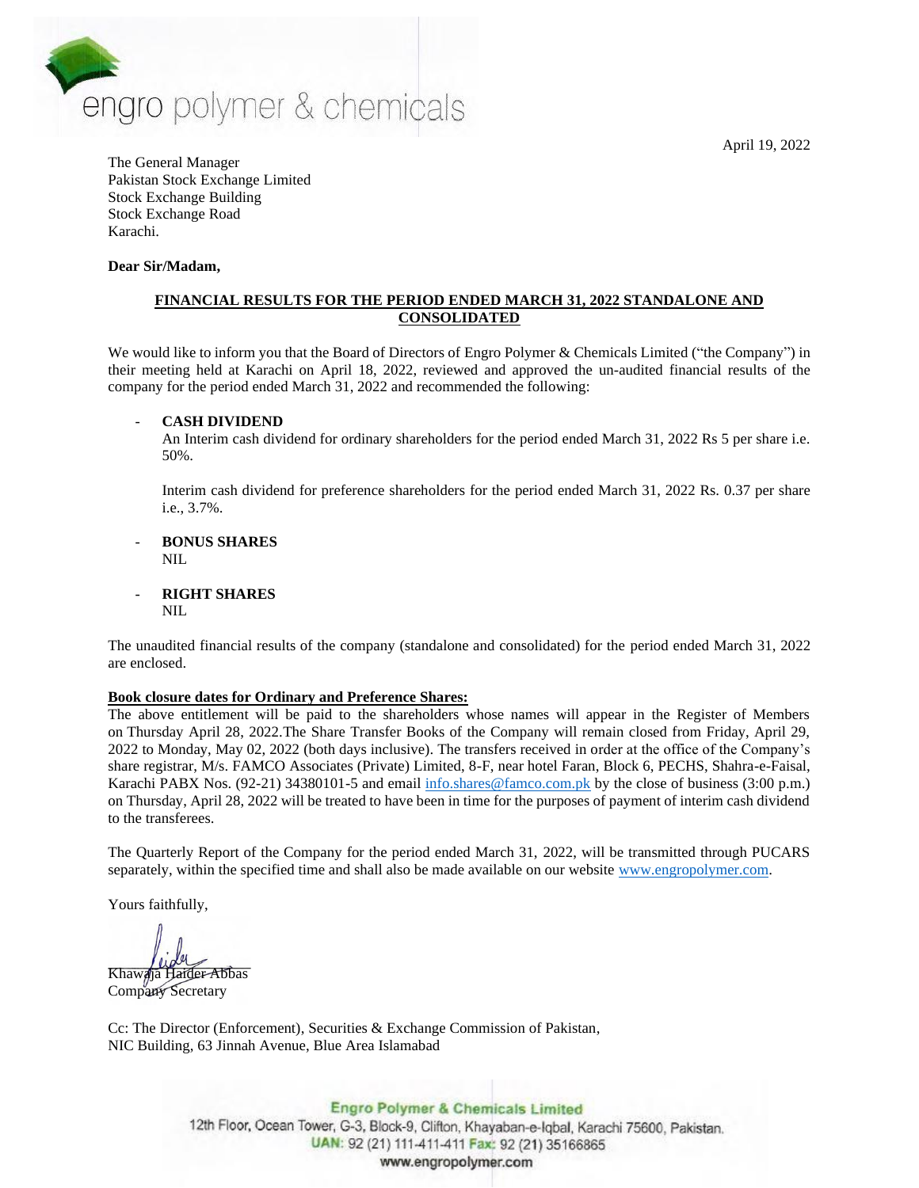engro polymer & chemicals

April 19, 2022

The General Manager
Pakistan Stock Exchange Limited
Stock Exchange Building
Stock Exchange Road
Karachi.

**Dear Sir/Madam,**

**FINANCIAL RESULTS FOR THE PERIOD ENDED MARCH 31, 2022 STANDALONE AND CONSOLIDATED**

We would like to inform you that the Board of Directors of Engro Polymer & Chemicals Limited ("the Company") in their meeting held at Karachi on April 18, 2022, reviewed and approved the un-audited financial results of the company for the period ended March 31, 2022 and recommended the following:

- **CASH DIVIDEND**
  An Interim cash dividend for ordinary shareholders for the period ended March 31, 2022 Rs 5 per share i.e. 50%.

  Interim cash dividend for preference shareholders for the period ended March 31, 2022 Rs. 0.37 per share i.e., 3.7%.

- **BONUS SHARES**
  NIL

- **RIGHT SHARES**
  NIL

The unaudited financial results of the company (standalone and consolidated) for the period ended March 31, 2022 are enclosed.

**Book closure dates for Ordinary and Preference Shares:**

The above entitlement will be paid to the shareholders whose names will appear in the Register of Members on Thursday April 28, 2022.The Share Transfer Books of the Company will remain closed from Friday, April 29, 2022 to Monday, May 02, 2022 (both days inclusive). The transfers received in order at the office of the Company's share registrar, M/s. FAMCO Associates (Private) Limited, 8-F, near hotel Faran, Block 6, PECHS, Shahra-e-Faisal, Karachi PABX Nos. (92-21) 34380101-5 and email info.shares@famco.com.pk by the close of business (3:00 p.m.) on Thursday, April 28, 2022 will be treated to have been in time for the purposes of payment of interim cash dividend to the transferees.

The Quarterly Report of the Company for the period ended March 31, 2022, will be transmitted through PUCARS separately, within the specified time and shall also be made available on our website www.engropolymer.com.

Yours faithfully,

Khawaja Haider Abbas
Company Secretary

Cc: The Director (Enforcement), Securities & Exchange Commission of Pakistan,
NIC Building, 63 Jinnah Avenue, Blue Area Islamabad

**Engro Polymer & Chemicals Limited**
12th Floor, Ocean Tower, G-3, Block-9, Clifton, Khayaban-e-Iqbal, Karachi 75600, Pakistan.
UAN: 92 (21) 111-411-411 Fax: 92 (21) 35166865
www.engropolymer.com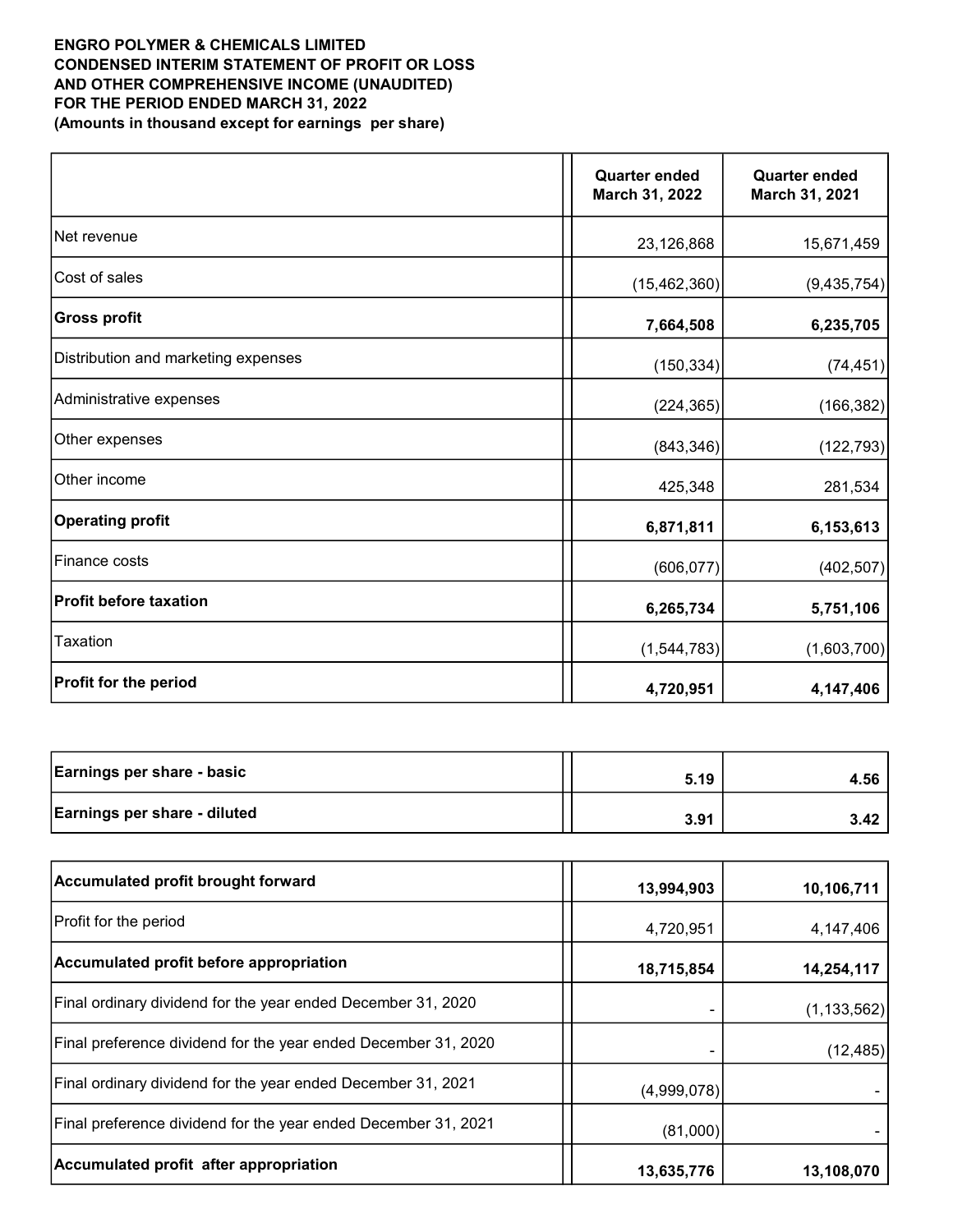**ENGRO POLYMER & CHEMICALS LIMITED**
**CONDENSED INTERIM STATEMENT OF PROFIT OR LOSS AND OTHER COMPREHENSIVE INCOME (UNAUDITED)**
**FOR THE PERIOD ENDED MARCH 31, 2022**
**(Amounts in thousand except for earnings per share)**

| | Quarter ended March 31, 2022 | Quarter ended March 31, 2021 |
|---|---|---|
| Net revenue | 23,126,868 | 15,671,459 |
| Cost of sales | (15,462,360) | (9,435,754) |
| **Gross profit** | **7,664,508** | **6,235,705** |
| Distribution and marketing expenses | (150,334) | (74,451) |
| Administrative expenses | (224,365) | (166,382) |
| Other expenses | (843,346) | (122,793) |
| Other income | 425,348 | 281,534 |
| **Operating profit** | **6,871,811** | **6,153,613** |
| Finance costs | (606,077) | (402,507) |
| **Profit before taxation** | **6,265,734** | **5,751,106** |
| Taxation | (1,544,783) | (1,603,700) |
| **Profit for the period** | **4,720,951** | **4,147,406** |

| | | |
|---|---|---|
| **Earnings per share - basic** | **5.19** | **4.56** |
| **Earnings per share - diluted** | **3.91** | **3.42** |

| | | |
|---|---|---|
| **Accumulated profit brought forward** | **13,994,903** | **10,106,711** |
| Profit for the period | 4,720,951 | 4,147,406 |
| **Accumulated profit before appropriation** | **18,715,854** | **14,254,117** |
| Final ordinary dividend for the year ended December 31, 2020 | - | (1,133,562) |
| Final preference dividend for the year ended December 31, 2020 | - | (12,485) |
| Final ordinary dividend for the year ended December 31, 2021 | (4,999,078) | - |
| Final preference dividend for the year ended December 31, 2021 | (81,000) | - |
| **Accumulated profit after appropriation** | **13,635,776** | **13,108,070** |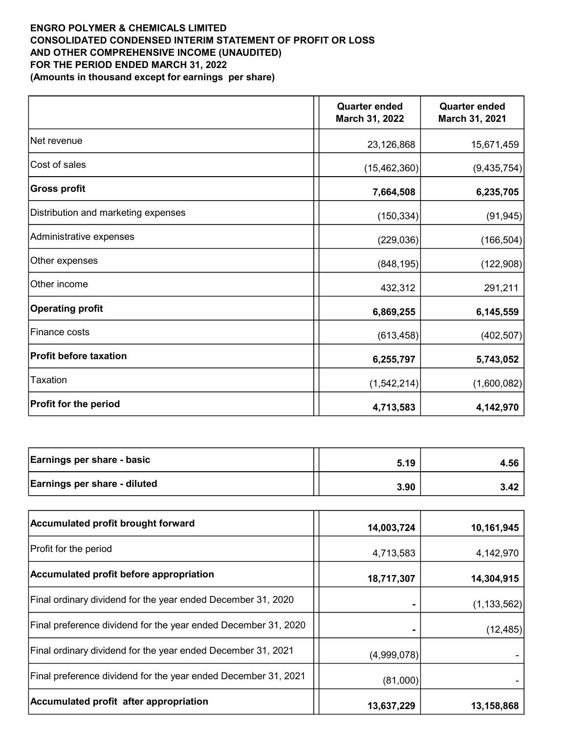**ENGRO POLYMER & CHEMICALS LIMITED**
**CONSOLIDATED CONDENSED INTERIM STATEMENT OF PROFIT OR LOSS AND OTHER COMPREHENSIVE INCOME (UNAUDITED)**
**FOR THE PERIOD ENDED MARCH 31, 2022**
**(Amounts in thousand except for earnings per share)**

| | Quarter ended March 31, 2022 | Quarter ended March 31, 2021 |
|---|---|---|
| Net revenue | 23,126,868 | 15,671,459 |
| Cost of sales | (15,462,360) | (9,435,754) |
| **Gross profit** | **7,664,508** | **6,235,705** |
| Distribution and marketing expenses | (150,334) | (91,945) |
| Administrative expenses | (229,036) | (166,504) |
| Other expenses | (848,195) | (122,908) |
| Other income | 432,312 | 291,211 |
| **Operating profit** | **6,869,255** | **6,145,559** |
| Finance costs | (613,458) | (402,507) |
| **Profit before taxation** | **6,255,797** | **5,743,052** |
| Taxation | (1,542,214) | (1,600,082) |
| **Profit for the period** | **4,713,583** | **4,142,970** |

| | | |
|---|---|---|
| **Earnings per share - basic** | **5.19** | **4.56** |
| **Earnings per share - diluted** | **3.90** | **3.42** |

| | | |
|---|---|---|
| **Accumulated profit brought forward** | **14,003,724** | **10,161,945** |
| Profit for the period | 4,713,583 | 4,142,970 |
| **Accumulated profit before appropriation** | **18,717,307** | **14,304,915** |
| Final ordinary dividend for the year ended December 31, 2020 | - | (1,133,562) |
| Final preference dividend for the year ended December 31, 2020 | - | (12,485) |
| Final ordinary dividend for the year ended December 31, 2021 | (4,999,078) | - |
| Final preference dividend for the year ended December 31, 2021 | (81,000) | - |
| **Accumulated profit after appropriation** | **13,637,229** | **13,158,868** |